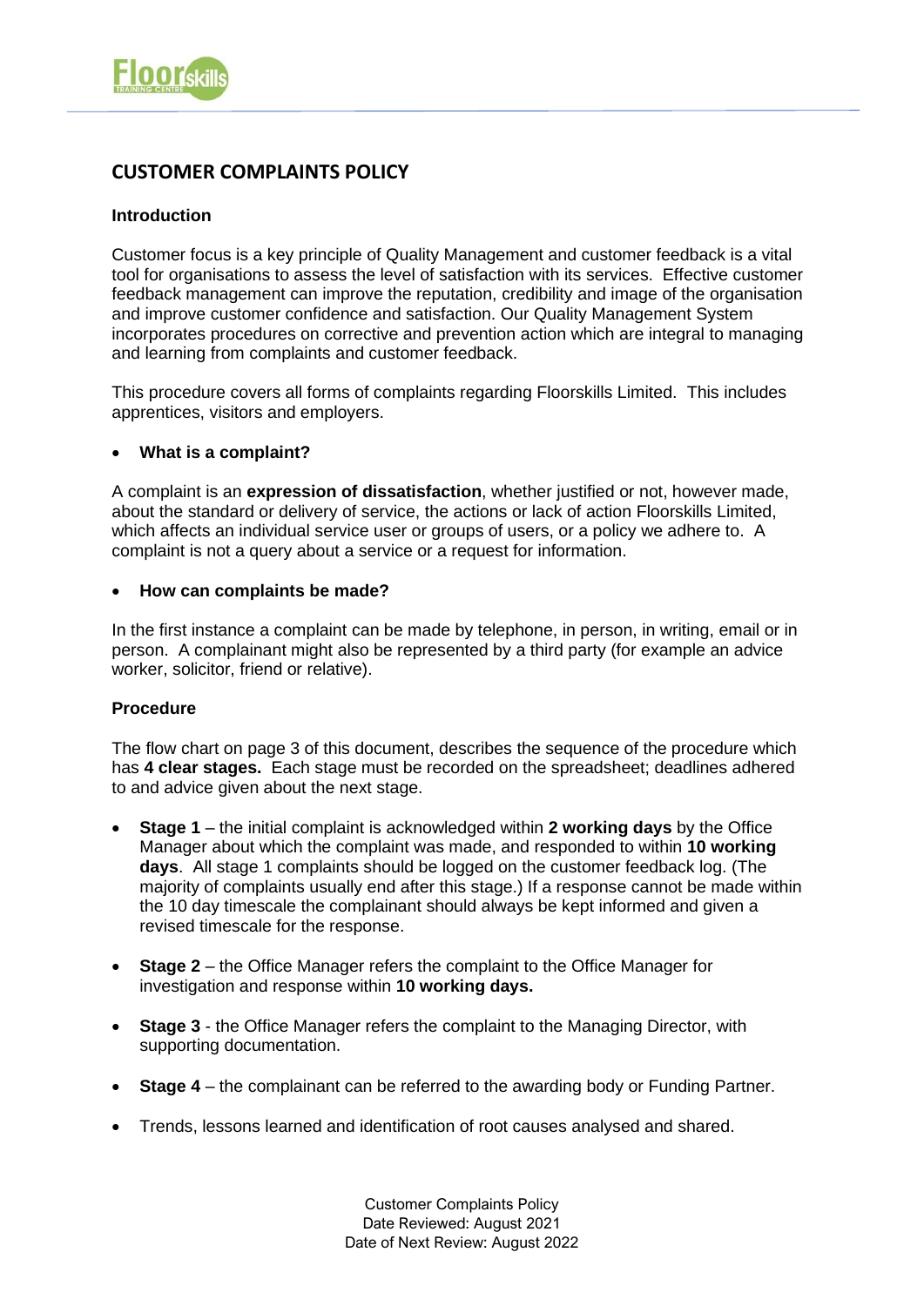# CUSTOMER COMPLAINTS POLICY

## Introduction

Customer focus is a key principle of Quality Management and customer feedback is a vital tool for organisations to assess the level of satisfaction with its services. Effective customer feedback management can improve the reputation, credibility and image of the organisation and improve customer confidence and satisfaction. Our Quality Management System incorporates procedures on corrective and prevention action which are integral to managing and learning from complaints and customer feedback.

This procedure covers all forms of complaints regarding Floorskills Limited. This includes apprentices, visitors and employers.

- **What is a complaint?**

A complaint is an **expression of dissatisfaction**, whether justified or not, however made, about the standard or delivery of service, the actions or lack of action Floorskills Limited, which affects an individual service user or groups of users, or a policy we adhere to. A complaint is not a query about a service or a request for information.

- **How can complaints be made?**

In the first instance a complaint can be made by telephone, in person, in writing, email or in person. A complainant might also be represented by a third party (for example an advice worker, solicitor, friend or relative).

## Procedure

The flow chart on page 3 of this document, describes the sequence of the procedure which has **4 clear stages.** Each stage must be recorded on the spreadsheet; deadlines adhered to and advice given about the next stage.

- **Stage 1** – the initial complaint is acknowledged within **2 working days** by the Office Manager about which the complaint was made, and responded to within **10 working days**. All stage 1 complaints should be logged on the customer feedback log. (The majority of complaints usually end after this stage.) If a response cannot be made within the 10 day timescale the complainant should always be kept informed and given a revised timescale for the response.

- **Stage 2** – the Office Manager refers the complaint to the Office Manager for investigation and response within **10 working days.**

- **Stage 3** - the Office Manager refers the complaint to the Managing Director, with supporting documentation.

- **Stage 4** – the complainant can be referred to the awarding body or Funding Partner.

- Trends, lessons learned and identification of root causes analysed and shared.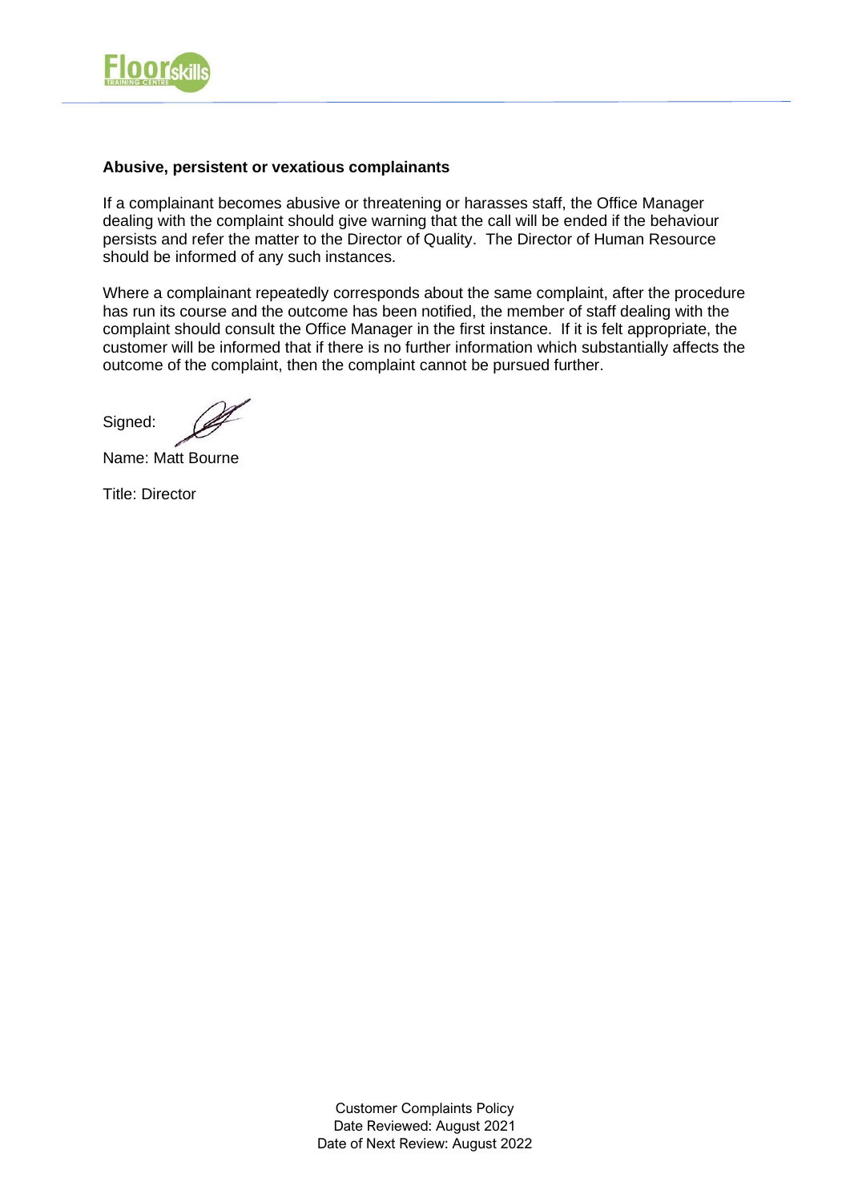**Abusive, persistent or vexatious complainants**

If a complainant becomes abusive or threatening or harasses staff, the Office Manager dealing with the complaint should give warning that the call will be ended if the behaviour persists and refer the matter to the Director of Quality. The Director of Human Resource should be informed of any such instances.

Where a complainant repeatedly corresponds about the same complaint, after the procedure has run its course and the outcome has been notified, the member of staff dealing with the complaint should consult the Office Manager in the first instance. If it is felt appropriate, the customer will be informed that if there is no further information which substantially affects the outcome of the complaint, then the complaint cannot be pursued further.

Signed:

Name: Matt Bourne

Title: Director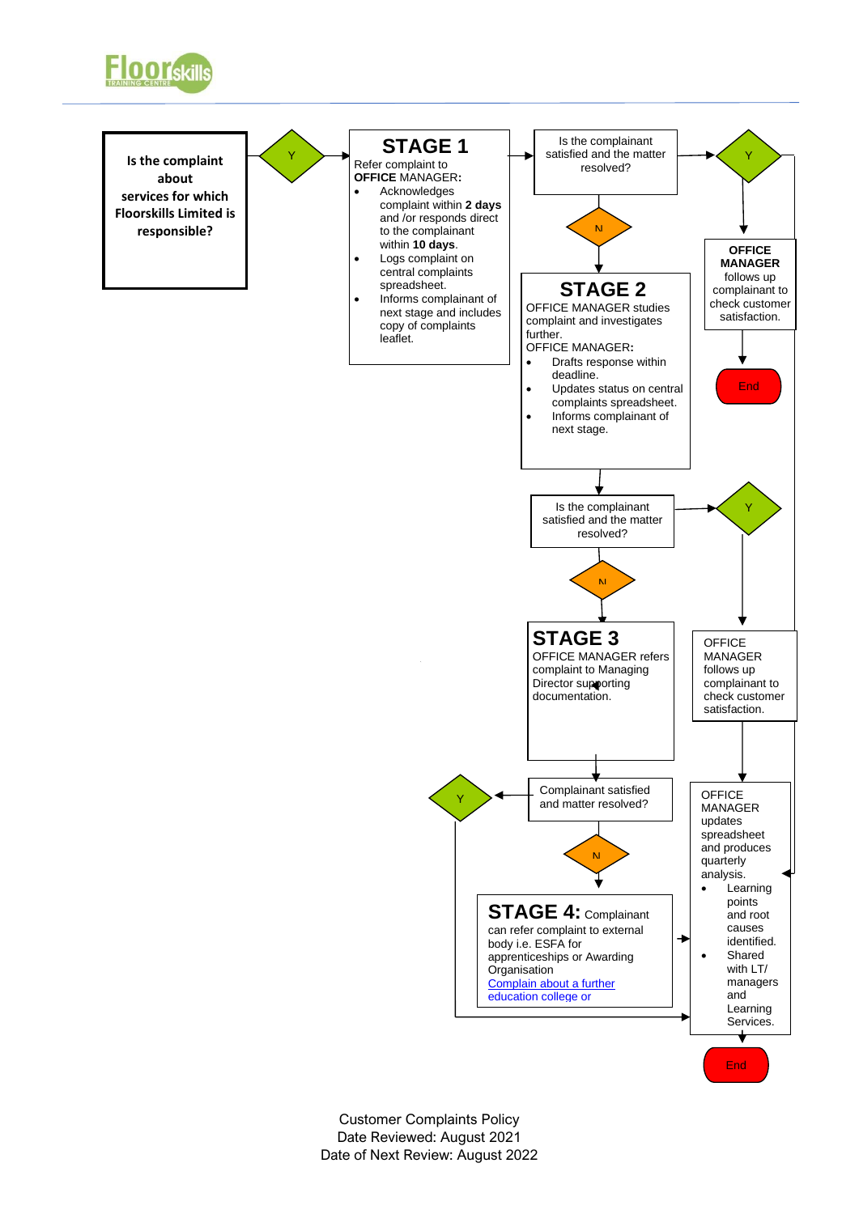Is the complaint about services for which Floorskills Limited is responsible?

Y

## STAGE 1

Refer complaint to **OFFICE** MANAGER**:**

- Acknowledges complaint within **2 days** and /or responds direct to the complainant within **10 days**.
- Logs complaint on central complaints spreadsheet.
- Informs complainant of next stage and includes copy of complaints leaflet.

Is the complainant satisfied and the matter resolved?

Y

**OFFICE MANAGER** follows up complainant to check customer satisfaction.

End

N

## STAGE 2

OFFICE MANAGER studies complaint and investigates further.

OFFICE MANAGER**:**

- Drafts response within deadline.
- Updates status on central complaints spreadsheet.
- Informs complainant of next stage.

Is the complainant satisfied and the matter resolved?

Y

OFFICE MANAGER follows up complainant to check customer satisfaction.

N

## STAGE 3

OFFICE MANAGER refers complaint to Managing Director supporting documentation.

Complainant satisfied and matter resolved?

Y

N

## STAGE 4: Complainant can refer complaint to external body i.e. ESFA for apprenticeships or Awarding Organisation

[Complain about a further education college or](#)

OFFICE MANAGER updates spreadsheet and produces quarterly analysis.

- Learning points and root causes identified.
- Shared with LT/ managers and Learning Services.

End

Customer Complaints Policy
Date Reviewed: August 2021
Date of Next Review: August 2022